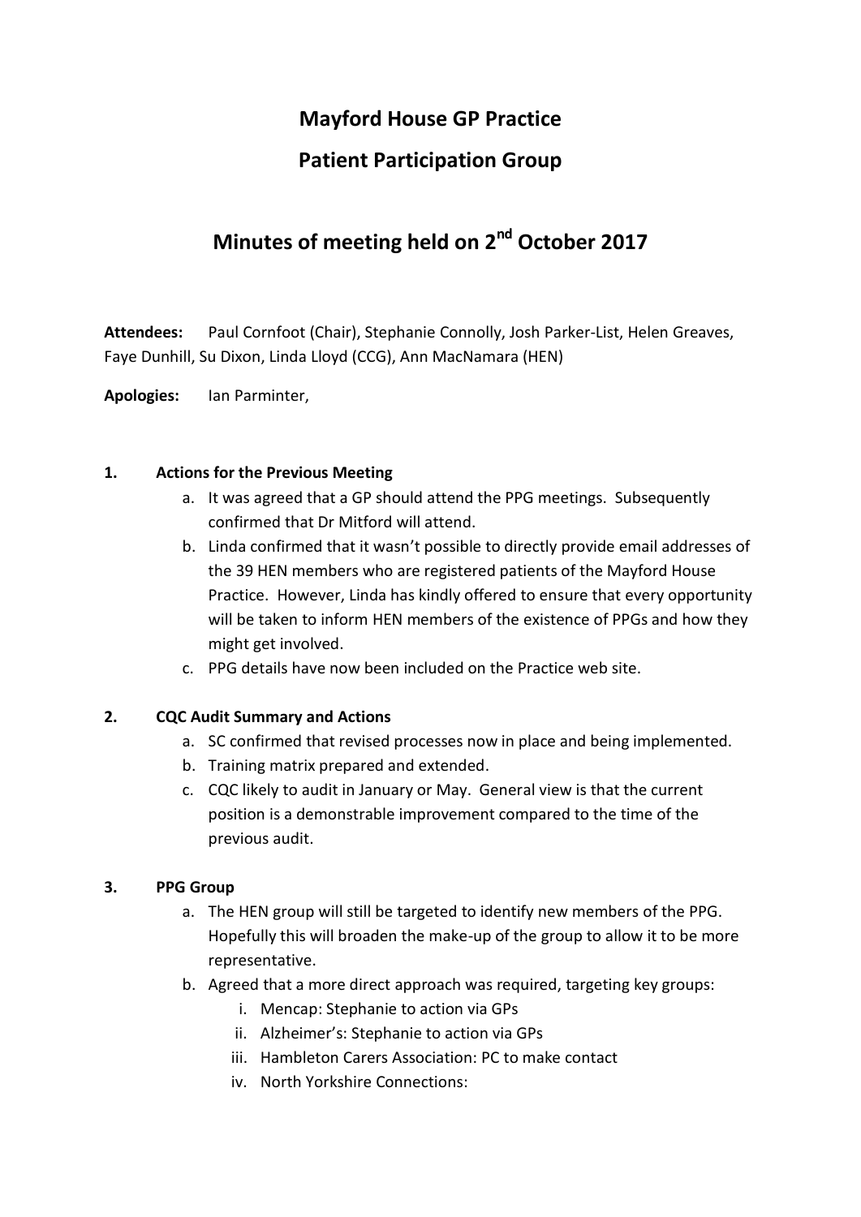# Mayford House GP Practice

# Patient Participation Group

## Minutes of meeting held on 2nd October 2017

**Attendees:** Paul Cornfoot (Chair), Stephanie Connolly, Josh Parker-List, Helen Greaves, Faye Dunhill, Su Dixon, Linda Lloyd (CCG), Ann MacNamara (HEN)

**Apologies:** Ian Parminter,

**1. Actions for the Previous Meeting**

a. It was agreed that a GP should attend the PPG meetings. Subsequently confirmed that Dr Mitford will attend.

b. Linda confirmed that it wasn't possible to directly provide email addresses of the 39 HEN members who are registered patients of the Mayford House Practice. However, Linda has kindly offered to ensure that every opportunity will be taken to inform HEN members of the existence of PPGs and how they might get involved.

c. PPG details have now been included on the Practice web site.

**2. CQC Audit Summary and Actions**

a. SC confirmed that revised processes now in place and being implemented.

b. Training matrix prepared and extended.

c. CQC likely to audit in January or May. General view is that the current position is a demonstrable improvement compared to the time of the previous audit.

**3. PPG Group**

a. The HEN group will still be targeted to identify new members of the PPG. Hopefully this will broaden the make-up of the group to allow it to be more representative.

b. Agreed that a more direct approach was required, targeting key groups:

   i. Mencap: Stephanie to action via GPs

   ii. Alzheimer's: Stephanie to action via GPs

   iii. Hambleton Carers Association: PC to make contact

   iv. North Yorkshire Connections: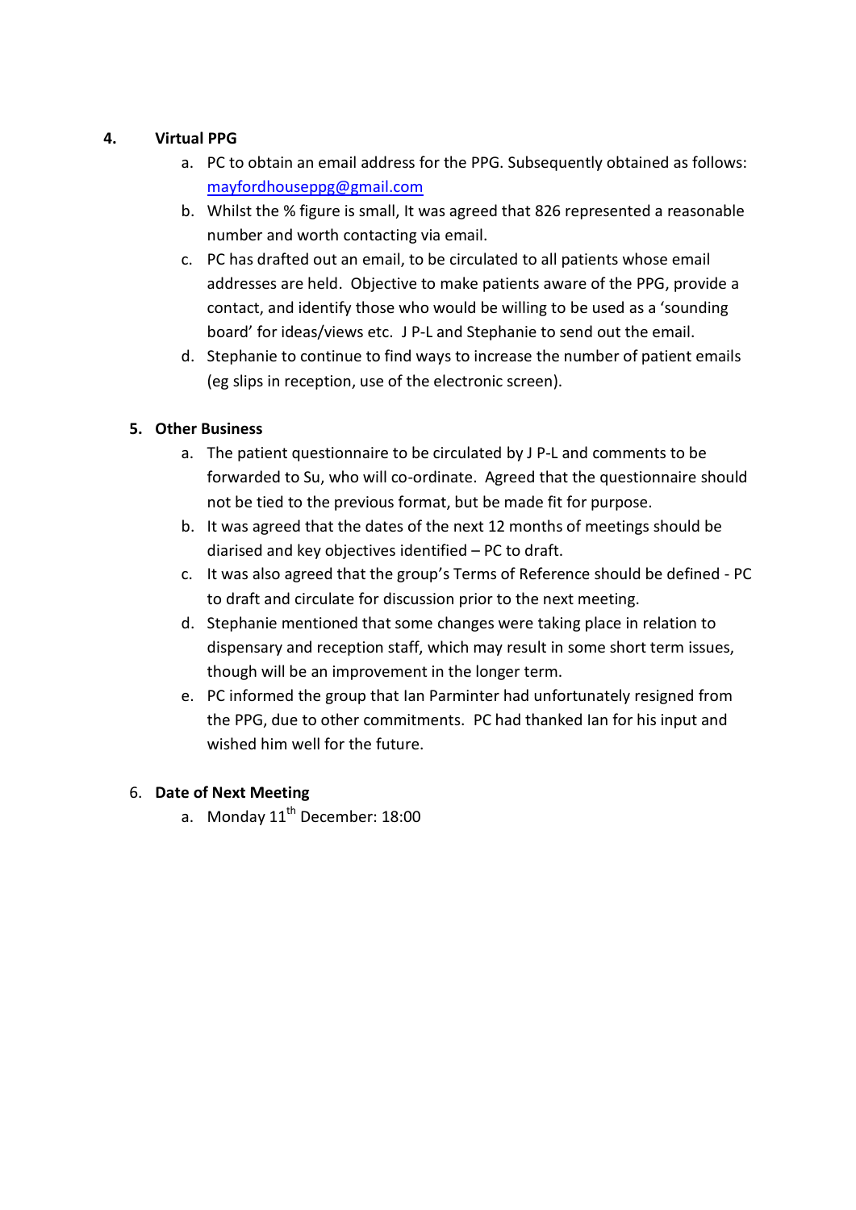## 4. Virtual PPG

a. PC to obtain an email address for the PPG. Subsequently obtained as follows: mayfordhouseppg@gmail.com

b. Whilst the % figure is small, It was agreed that 826 represented a reasonable number and worth contacting via email.

c. PC has drafted out an email, to be circulated to all patients whose email addresses are held. Objective to make patients aware of the PPG, provide a contact, and identify those who would be willing to be used as a 'sounding board' for ideas/views etc. J P-L and Stephanie to send out the email.

d. Stephanie to continue to find ways to increase the number of patient emails (eg slips in reception, use of the electronic screen).

## 5. Other Business

a. The patient questionnaire to be circulated by J P-L and comments to be forwarded to Su, who will co-ordinate. Agreed that the questionnaire should not be tied to the previous format, but be made fit for purpose.

b. It was agreed that the dates of the next 12 months of meetings should be diarised and key objectives identified – PC to draft.

c. It was also agreed that the group's Terms of Reference should be defined - PC to draft and circulate for discussion prior to the next meeting.

d. Stephanie mentioned that some changes were taking place in relation to dispensary and reception staff, which may result in some short term issues, though will be an improvement in the longer term.

e. PC informed the group that Ian Parminter had unfortunately resigned from the PPG, due to other commitments. PC had thanked Ian for his input and wished him well for the future.

## 6. Date of Next Meeting

a. Monday 11th December: 18:00